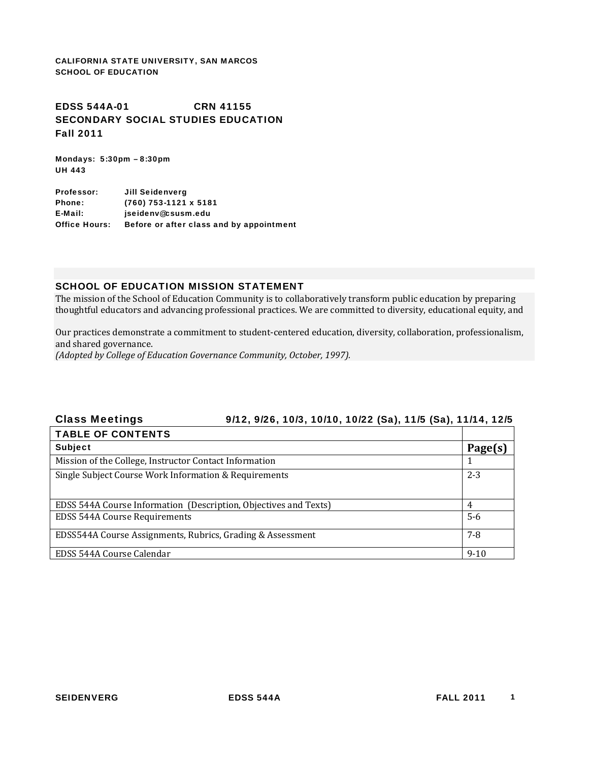**CALIFORNIA STATE UNIVERSITY, SAN MARCOS**
**SCHOOL OF EDUCATION**

## EDSS 544A-01 CRN 41155
## SECONDARY SOCIAL STUDIES EDUCATION
## Fall 2011

**Mondays: 5:30pm – 8:30pm**
**UH 443**

**Professor:** Jill Seidenverg
**Phone:** (760) 753-1121 x 5181
**E-Mail:** jseidenv@csusm.edu
**Office Hours:** Before or after class and by appointment

### SCHOOL OF EDUCATION MISSION STATEMENT

The mission of the School of Education Community is to collaboratively transform public education by preparing thoughtful educators and advancing professional practices. We are committed to diversity, educational equity, and

Our practices demonstrate a commitment to student-centered education, diversity, collaboration, professionalism, and shared governance.
*(Adopted by College of Education Governance Community, October, 1997).*

**Class Meetings** 9/12, 9/26, 10/3, 10/10, 10/22 (Sa), 11/5 (Sa), 11/14, 12/5

| TABLE OF CONTENTS | |
|---|---|
| **Subject** | **Page(s)** |
| Mission of the College, Instructor Contact Information | 1 |
| Single Subject Course Work Information & Requirements | 2-3 |
| EDSS 544A Course Information (Description, Objectives and Texts) | 4 |
| EDSS 544A Course Requirements | 5-6 |
| EDSS544A Course Assignments, Rubrics, Grading & Assessment | 7-8 |
| EDSS 544A Course Calendar | 9-10 |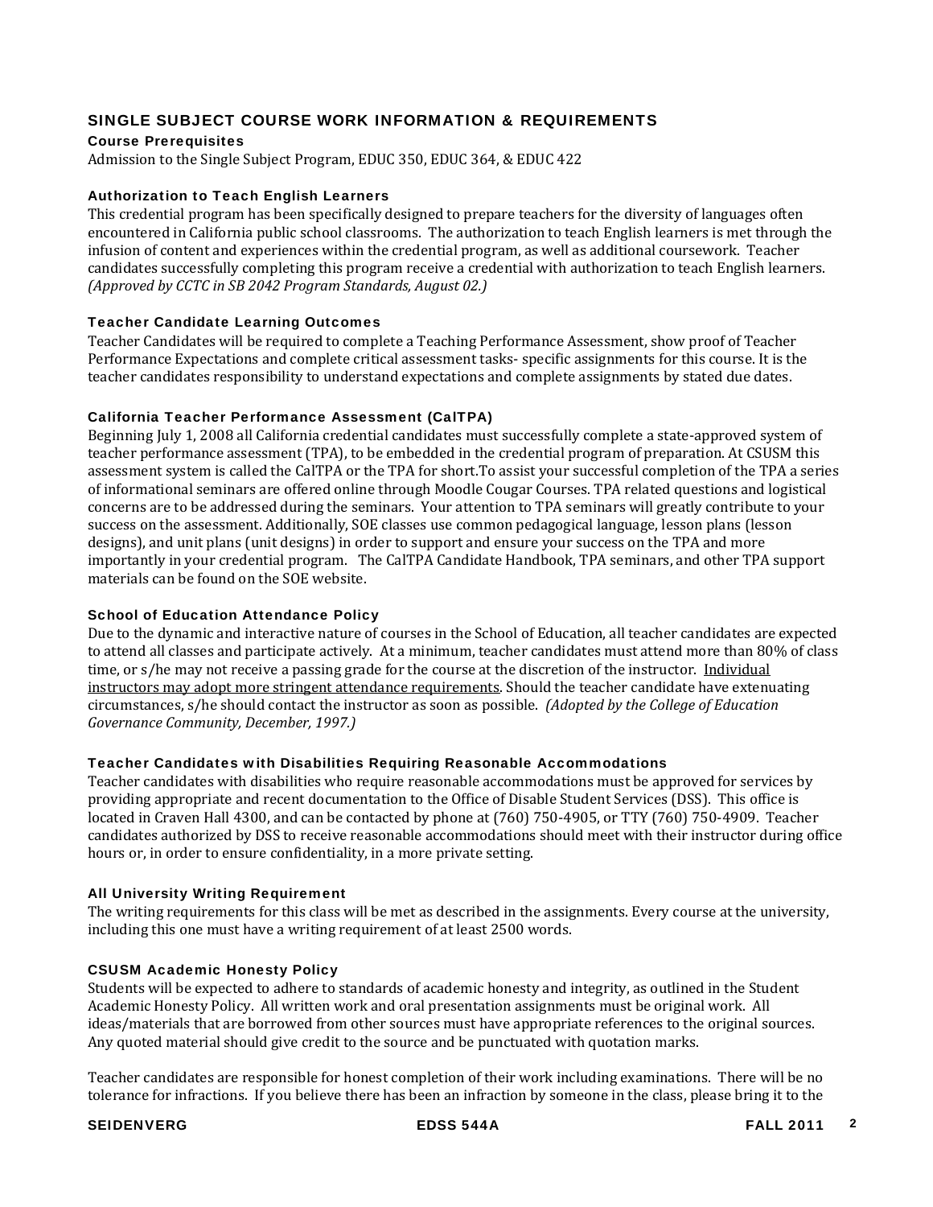## SINGLE SUBJECT COURSE WORK INFORMATION & REQUIREMENTS

### Course Prerequisites

Admission to the Single Subject Program, EDUC 350, EDUC 364, & EDUC 422

### Authorization to Teach English Learners

This credential program has been specifically designed to prepare teachers for the diversity of languages often encountered in California public school classrooms. The authorization to teach English learners is met through the infusion of content and experiences within the credential program, as well as additional coursework. Teacher candidates successfully completing this program receive a credential with authorization to teach English learners. *(Approved by CCTC in SB 2042 Program Standards, August 02.)*

### Teacher Candidate Learning Outcomes

Teacher Candidates will be required to complete a Teaching Performance Assessment, show proof of Teacher Performance Expectations and complete critical assessment tasks- specific assignments for this course. It is the teacher candidates responsibility to understand expectations and complete assignments by stated due dates.

### California Teacher Performance Assessment (CalTPA)

Beginning July 1, 2008 all California credential candidates must successfully complete a state-approved system of teacher performance assessment (TPA), to be embedded in the credential program of preparation. At CSUSM this assessment system is called the CalTPA or the TPA for short.To assist your successful completion of the TPA a series of informational seminars are offered online through Moodle Cougar Courses. TPA related questions and logistical concerns are to be addressed during the seminars. Your attention to TPA seminars will greatly contribute to your success on the assessment. Additionally, SOE classes use common pedagogical language, lesson plans (lesson designs), and unit plans (unit designs) in order to support and ensure your success on the TPA and more importantly in your credential program. The CalTPA Candidate Handbook, TPA seminars, and other TPA support materials can be found on the SOE website.

### School of Education Attendance Policy

Due to the dynamic and interactive nature of courses in the School of Education, all teacher candidates are expected to attend all classes and participate actively. At a minimum, teacher candidates must attend more than 80% of class time, or s/he may not receive a passing grade for the course at the discretion of the instructor. <u>Individual instructors may adopt more stringent attendance requirements</u>. Should the teacher candidate have extenuating circumstances, s/he should contact the instructor as soon as possible. *(Adopted by the College of Education Governance Community, December, 1997.)*

### Teacher Candidates with Disabilities Requiring Reasonable Accommodations

Teacher candidates with disabilities who require reasonable accommodations must be approved for services by providing appropriate and recent documentation to the Office of Disable Student Services (DSS). This office is located in Craven Hall 4300, and can be contacted by phone at (760) 750-4905, or TTY (760) 750-4909. Teacher candidates authorized by DSS to receive reasonable accommodations should meet with their instructor during office hours or, in order to ensure confidentiality, in a more private setting.

### All University Writing Requirement

The writing requirements for this class will be met as described in the assignments. Every course at the university, including this one must have a writing requirement of at least 2500 words.

### CSUSM Academic Honesty Policy

Students will be expected to adhere to standards of academic honesty and integrity, as outlined in the Student Academic Honesty Policy. All written work and oral presentation assignments must be original work. All ideas/materials that are borrowed from other sources must have appropriate references to the original sources. Any quoted material should give credit to the source and be punctuated with quotation marks.

Teacher candidates are responsible for honest completion of their work including examinations. There will be no tolerance for infractions. If you believe there has been an infraction by someone in the class, please bring it to the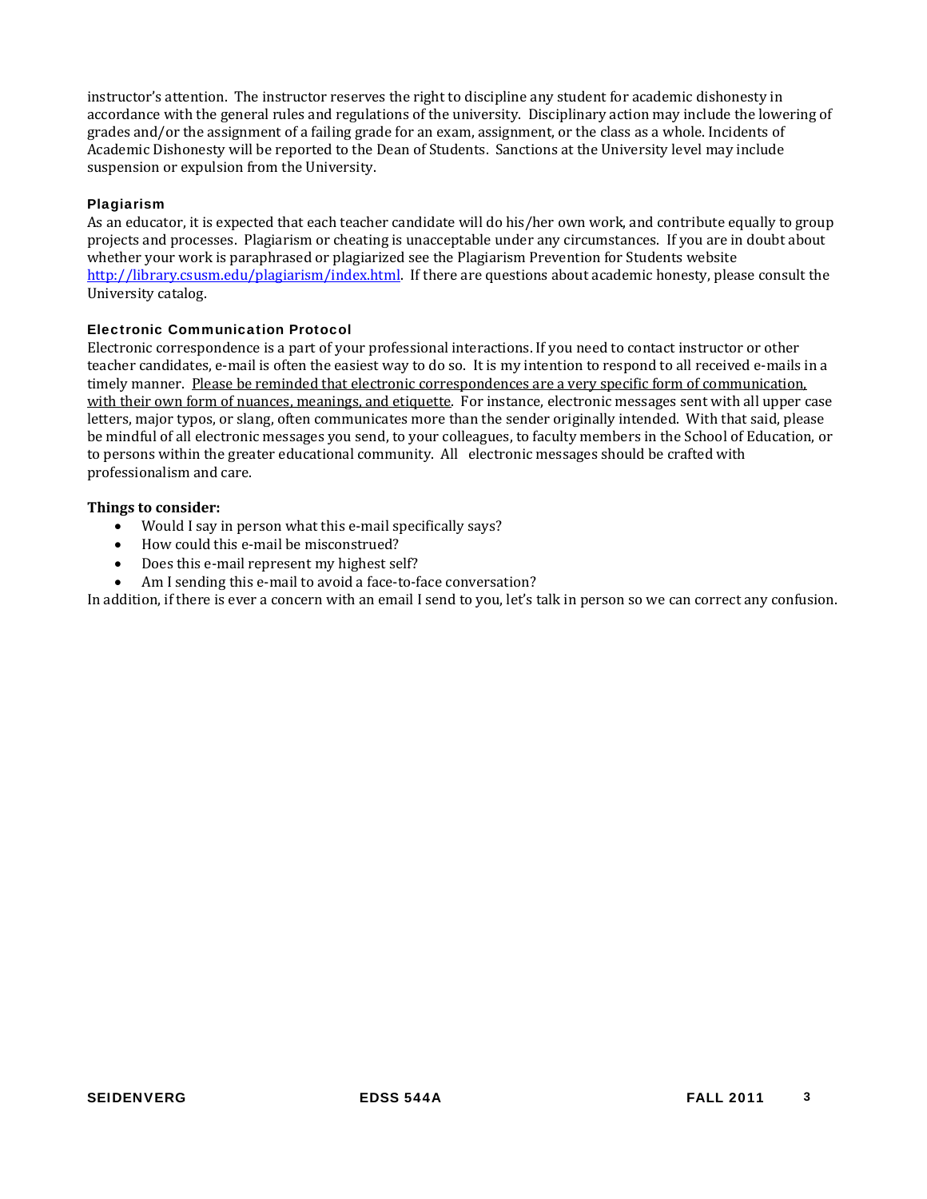instructor's attention. The instructor reserves the right to discipline any student for academic dishonesty in accordance with the general rules and regulations of the university. Disciplinary action may include the lowering of grades and/or the assignment of a failing grade for an exam, assignment, or the class as a whole. Incidents of Academic Dishonesty will be reported to the Dean of Students. Sanctions at the University level may include suspension or expulsion from the University.

### Plagiarism

As an educator, it is expected that each teacher candidate will do his/her own work, and contribute equally to group projects and processes. Plagiarism or cheating is unacceptable under any circumstances. If you are in doubt about whether your work is paraphrased or plagiarized see the Plagiarism Prevention for Students website http://library.csusm.edu/plagiarism/index.html. If there are questions about academic honesty, please consult the University catalog.

### Electronic Communication Protocol

Electronic correspondence is a part of your professional interactions. If you need to contact instructor or other teacher candidates, e-mail is often the easiest way to do so. It is my intention to respond to all received e-mails in a timely manner. Please be reminded that electronic correspondences are a very specific form of communication, with their own form of nuances, meanings, and etiquette. For instance, electronic messages sent with all upper case letters, major typos, or slang, often communicates more than the sender originally intended. With that said, please be mindful of all electronic messages you send, to your colleagues, to faculty members in the School of Education, or to persons within the greater educational community. All electronic messages should be crafted with professionalism and care.

**Things to consider:**

- Would I say in person what this e-mail specifically says?
- How could this e-mail be misconstrued?
- Does this e-mail represent my highest self?
- Am I sending this e-mail to avoid a face-to-face conversation?

In addition, if there is ever a concern with an email I send to you, let's talk in person so we can correct any confusion.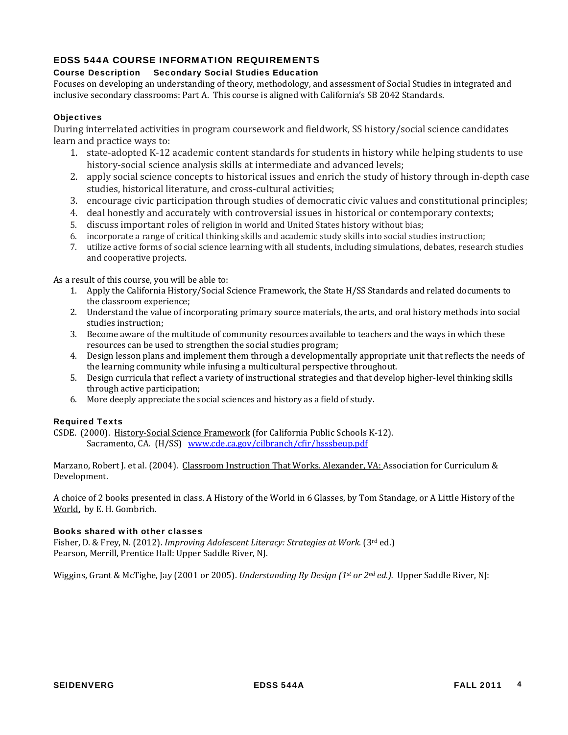## EDSS 544A COURSE INFORMATION REQUIREMENTS

### Course Description Secondary Social Studies Education

Focuses on developing an understanding of theory, methodology, and assessment of Social Studies in integrated and inclusive secondary classrooms: Part A. This course is aligned with California's SB 2042 Standards.

### Objectives

During interrelated activities in program coursework and fieldwork, SS history/social science candidates learn and practice ways to:

1. state-adopted K-12 academic content standards for students in history while helping students to use history-social science analysis skills at intermediate and advanced levels;
2. apply social science concepts to historical issues and enrich the study of history through in-depth case studies, historical literature, and cross-cultural activities;
3. encourage civic participation through studies of democratic civic values and constitutional principles;
4. deal honestly and accurately with controversial issues in historical or contemporary contexts;
5. discuss important roles of religion in world and United States history without bias;
6. incorporate a range of critical thinking skills and academic study skills into social studies instruction;
7. utilize active forms of social science learning with all students, including simulations, debates, research studies and cooperative projects.

As a result of this course, you will be able to:

1. Apply the California History/Social Science Framework, the State H/SS Standards and related documents to the classroom experience;
2. Understand the value of incorporating primary source materials, the arts, and oral history methods into social studies instruction;
3. Become aware of the multitude of community resources available to teachers and the ways in which these resources can be used to strengthen the social studies program;
4. Design lesson plans and implement them through a developmentally appropriate unit that reflects the needs of the learning community while infusing a multicultural perspective throughout.
5. Design curricula that reflect a variety of instructional strategies and that develop higher-level thinking skills through active participation;
6. More deeply appreciate the social sciences and history as a field of study.

### Required Texts

CSDE. (2000). History-Social Science Framework (for California Public Schools K-12). Sacramento, CA. (H/SS) www.cde.ca.gov/cilbranch/cfir/hsssbeup.pdf

Marzano, Robert J. et al. (2004). Classroom Instruction That Works. Alexander, VA: Association for Curriculum & Development.

A choice of 2 books presented in class. A History of the World in 6 Glasses, by Tom Standage, or A Little History of the World, by E. H. Gombrich.

### Books shared with other classes

Fisher, D. & Frey, N. (2012). *Improving Adolescent Literacy: Strategies at Work.* (3rd ed.) Pearson, Merrill, Prentice Hall: Upper Saddle River, NJ.

Wiggins, Grant & McTighe, Jay (2001 or 2005). *Understanding By Design (1st or 2nd ed.).* Upper Saddle River, NJ: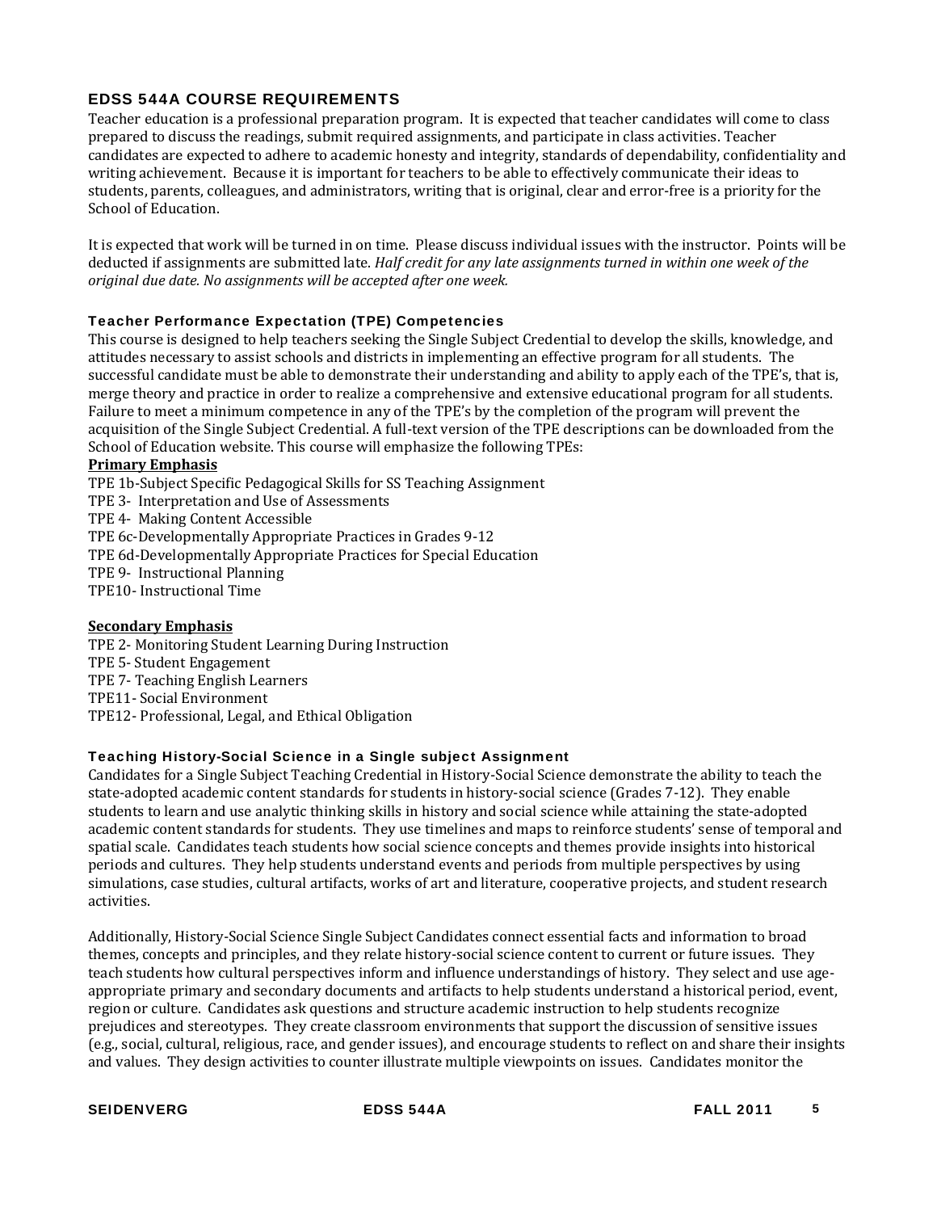## EDSS 544A COURSE REQUIREMENTS

Teacher education is a professional preparation program. It is expected that teacher candidates will come to class prepared to discuss the readings, submit required assignments, and participate in class activities. Teacher candidates are expected to adhere to academic honesty and integrity, standards of dependability, confidentiality and writing achievement. Because it is important for teachers to be able to effectively communicate their ideas to students, parents, colleagues, and administrators, writing that is original, clear and error-free is a priority for the School of Education.

It is expected that work will be turned in on time. Please discuss individual issues with the instructor. Points will be deducted if assignments are submitted late. *Half credit for any late assignments turned in within one week of the original due date. No assignments will be accepted after one week.*

### Teacher Performance Expectation (TPE) Competencies

This course is designed to help teachers seeking the Single Subject Credential to develop the skills, knowledge, and attitudes necessary to assist schools and districts in implementing an effective program for all students. The successful candidate must be able to demonstrate their understanding and ability to apply each of the TPE's, that is, merge theory and practice in order to realize a comprehensive and extensive educational program for all students. Failure to meet a minimum competence in any of the TPE's by the completion of the program will prevent the acquisition of the Single Subject Credential. A full-text version of the TPE descriptions can be downloaded from the School of Education website. This course will emphasize the following TPEs:

**Primary Emphasis**

TPE 1b-Subject Specific Pedagogical Skills for SS Teaching Assignment
TPE 3- Interpretation and Use of Assessments
TPE 4- Making Content Accessible
TPE 6c-Developmentally Appropriate Practices in Grades 9-12
TPE 6d-Developmentally Appropriate Practices for Special Education
TPE 9- Instructional Planning
TPE10- Instructional Time

**Secondary Emphasis**

TPE 2- Monitoring Student Learning During Instruction
TPE 5- Student Engagement
TPE 7- Teaching English Learners
TPE11- Social Environment
TPE12- Professional, Legal, and Ethical Obligation

### Teaching History-Social Science in a Single subject Assignment

Candidates for a Single Subject Teaching Credential in History-Social Science demonstrate the ability to teach the state-adopted academic content standards for students in history-social science (Grades 7-12). They enable students to learn and use analytic thinking skills in history and social science while attaining the state-adopted academic content standards for students. They use timelines and maps to reinforce students' sense of temporal and spatial scale. Candidates teach students how social science concepts and themes provide insights into historical periods and cultures. They help students understand events and periods from multiple perspectives by using simulations, case studies, cultural artifacts, works of art and literature, cooperative projects, and student research activities.

Additionally, History-Social Science Single Subject Candidates connect essential facts and information to broad themes, concepts and principles, and they relate history-social science content to current or future issues. They teach students how cultural perspectives inform and influence understandings of history. They select and use age-appropriate primary and secondary documents and artifacts to help students understand a historical period, event, region or culture. Candidates ask questions and structure academic instruction to help students recognize prejudices and stereotypes. They create classroom environments that support the discussion of sensitive issues (e.g., social, cultural, religious, race, and gender issues), and encourage students to reflect on and share their insights and values. They design activities to counter illustrate multiple viewpoints on issues. Candidates monitor the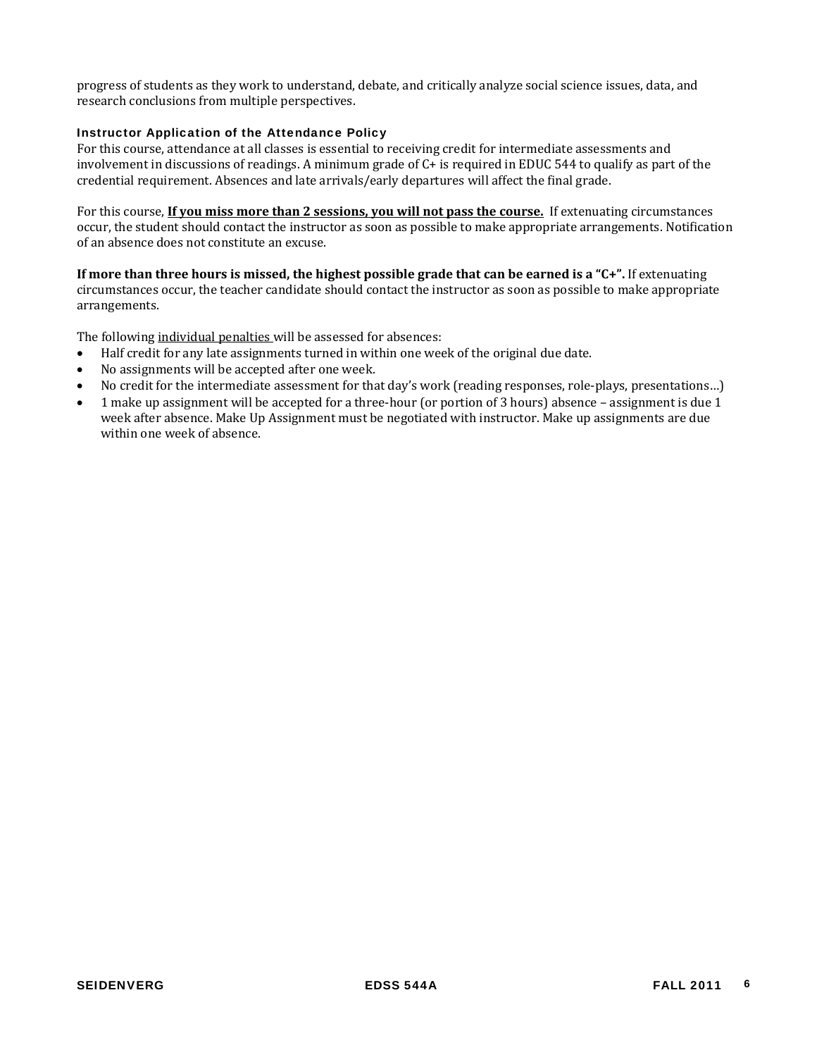progress of students as they work to understand, debate, and critically analyze social science issues, data, and research conclusions from multiple perspectives.

### Instructor Application of the Attendance Policy

For this course, attendance at all classes is essential to receiving credit for intermediate assessments and involvement in discussions of readings. A minimum grade of C+ is required in EDUC 544 to qualify as part of the credential requirement. Absences and late arrivals/early departures will affect the final grade.

For this course, **If you miss more than 2 sessions, you will not pass the course.** If extenuating circumstances occur, the student should contact the instructor as soon as possible to make appropriate arrangements. Notification of an absence does not constitute an excuse.

**If more than three hours is missed, the highest possible grade that can be earned is a "C+".** If extenuating circumstances occur, the teacher candidate should contact the instructor as soon as possible to make appropriate arrangements.

The following individual penalties will be assessed for absences:

- Half credit for any late assignments turned in within one week of the original due date.
- No assignments will be accepted after one week.
- No credit for the intermediate assessment for that day's work (reading responses, role-plays, presentations…)
- 1 make up assignment will be accepted for a three-hour (or portion of 3 hours) absence – assignment is due 1 week after absence. Make Up Assignment must be negotiated with instructor. Make up assignments are due within one week of absence.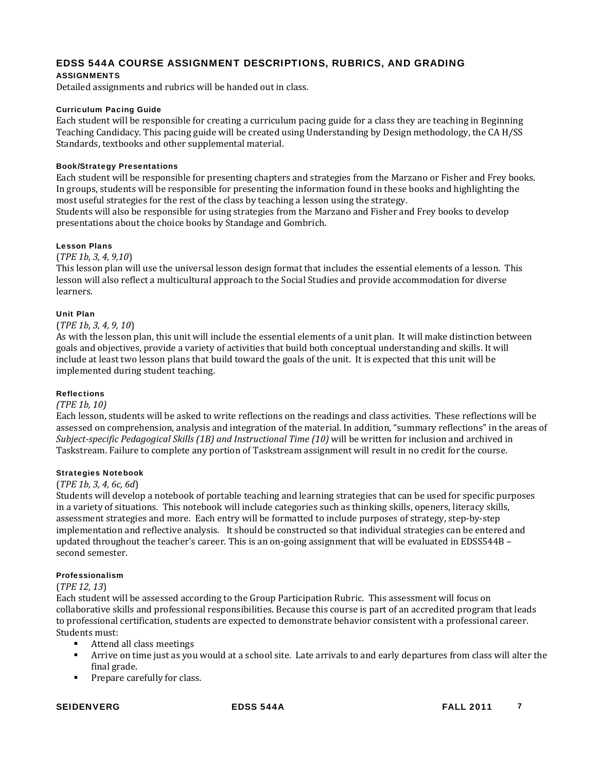## EDSS 544A COURSE ASSIGNMENT DESCRIPTIONS, RUBRICS, AND GRADING

### ASSIGNMENTS

Detailed assignments and rubrics will be handed out in class.

#### Curriculum Pacing Guide

Each student will be responsible for creating a curriculum pacing guide for a class they are teaching in Beginning Teaching Candidacy. This pacing guide will be created using Understanding by Design methodology, the CA H/SS Standards, textbooks and other supplemental material.

#### Book/Strategy Presentations

Each student will be responsible for presenting chapters and strategies from the Marzano or Fisher and Frey books. In groups, students will be responsible for presenting the information found in these books and highlighting the most useful strategies for the rest of the class by teaching a lesson using the strategy.

Students will also be responsible for using strategies from the Marzano and Fisher and Frey books to develop presentations about the choice books by Standage and Gombrich.

#### Lesson Plans

(*TPE 1b, 3, 4, 9,10*)

This lesson plan will use the universal lesson design format that includes the essential elements of a lesson. This lesson will also reflect a multicultural approach to the Social Studies and provide accommodation for diverse learners.

#### Unit Plan

(*TPE 1b, 3, 4, 9, 10*)

As with the lesson plan, this unit will include the essential elements of a unit plan. It will make distinction between goals and objectives, provide a variety of activities that build both conceptual understanding and skills. It will include at least two lesson plans that build toward the goals of the unit. It is expected that this unit will be implemented during student teaching.

#### Reflections

*(TPE 1b, 10)*

Each lesson, students will be asked to write reflections on the readings and class activities. These reflections will be assessed on comprehension, analysis and integration of the material. In addition, "summary reflections" in the areas of *Subject-specific Pedagogical Skills (1B) and Instructional Time (10)* will be written for inclusion and archived in Taskstream. Failure to complete any portion of Taskstream assignment will result in no credit for the course.

#### Strategies Notebook

(*TPE 1b, 3, 4, 6c, 6d*)

Students will develop a notebook of portable teaching and learning strategies that can be used for specific purposes in a variety of situations. This notebook will include categories such as thinking skills, openers, literacy skills, assessment strategies and more. Each entry will be formatted to include purposes of strategy, step-by-step implementation and reflective analysis. It should be constructed so that individual strategies can be entered and updated throughout the teacher's career. This is an on-going assignment that will be evaluated in EDSS544B – second semester.

#### Professionalism

(*TPE 12, 13*)

Each student will be assessed according to the Group Participation Rubric. This assessment will focus on collaborative skills and professional responsibilities. Because this course is part of an accredited program that leads to professional certification, students are expected to demonstrate behavior consistent with a professional career. Students must:

- Attend all class meetings
- Arrive on time just as you would at a school site. Late arrivals to and early departures from class will alter the final grade.
- Prepare carefully for class.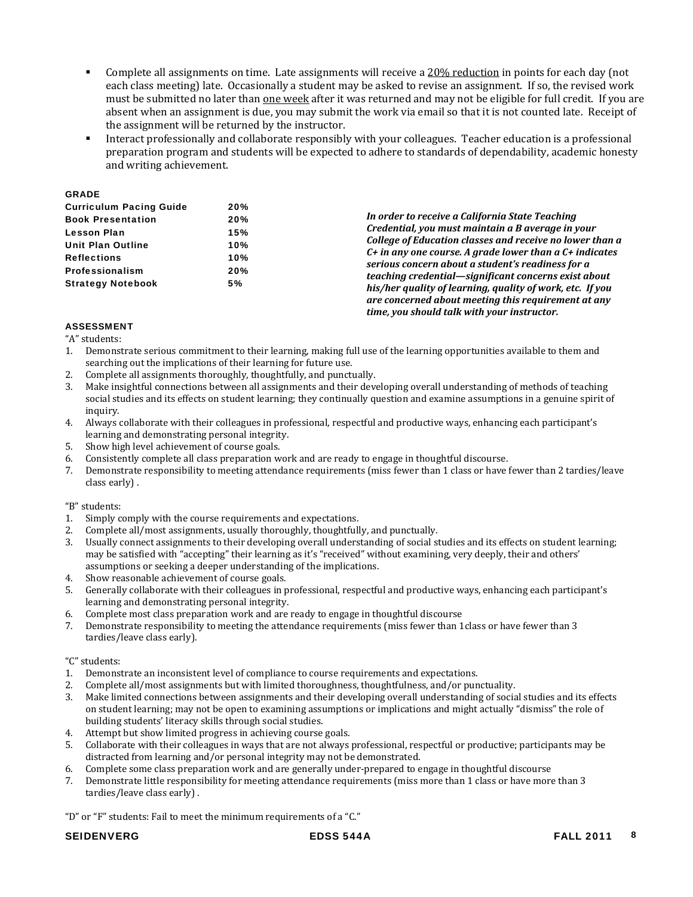- Complete all assignments on time. Late assignments will receive a <u>20% reduction</u> in points for each day (not each class meeting) late. Occasionally a student may be asked to revise an assignment. If so, the revised work must be submitted no later than <u>one week</u> after it was returned and may not be eligible for full credit. If you are absent when an assignment is due, you may submit the work via email so that it is not counted late. Receipt of the assignment will be returned by the instructor.
- Interact professionally and collaborate responsibly with your colleagues. Teacher education is a professional preparation program and students will be expected to adhere to standards of dependability, academic honesty and writing achievement.

### GRADE

| | |
|---|---|
| **Curriculum Pacing Guide** | **20%** |
| **Book Presentation** | **20%** |
| **Lesson Plan** | **15%** |
| **Unit Plan Outline** | **10%** |
| **Reflections** | **10%** |
| **Professionalism** | **20%** |
| **Strategy Notebook** | **5%** |

***In order to receive a California State Teaching Credential, you must maintain a B average in your College of Education classes and receive no lower than a C+ in any one course. A grade lower than a C+ indicates serious concern about a student's readiness for a teaching credential—significant concerns exist about his/her quality of learning, quality of work, etc. If you are concerned about meeting this requirement at any time, you should talk with your instructor.***

### ASSESSMENT

"A" students:

1. Demonstrate serious commitment to their learning, making full use of the learning opportunities available to them and searching out the implications of their learning for future use.
2. Complete all assignments thoroughly, thoughtfully, and punctually.
3. Make insightful connections between all assignments and their developing overall understanding of methods of teaching social studies and its effects on student learning; they continually question and examine assumptions in a genuine spirit of inquiry.
4. Always collaborate with their colleagues in professional, respectful and productive ways, enhancing each participant's learning and demonstrating personal integrity.
5. Show high level achievement of course goals.
6. Consistently complete all class preparation work and are ready to engage in thoughtful discourse.
7. Demonstrate responsibility to meeting attendance requirements (miss fewer than 1 class or have fewer than 2 tardies/leave class early) .

"B" students:

1. Simply comply with the course requirements and expectations.
2. Complete all/most assignments, usually thoroughly, thoughtfully, and punctually.
3. Usually connect assignments to their developing overall understanding of social studies and its effects on student learning; may be satisfied with "accepting" their learning as it's "received" without examining, very deeply, their and others' assumptions or seeking a deeper understanding of the implications.
4. Show reasonable achievement of course goals.
5. Generally collaborate with their colleagues in professional, respectful and productive ways, enhancing each participant's learning and demonstrating personal integrity.
6. Complete most class preparation work and are ready to engage in thoughtful discourse
7. Demonstrate responsibility to meeting the attendance requirements (miss fewer than 1class or have fewer than 3 tardies/leave class early).

"C" students:

1. Demonstrate an inconsistent level of compliance to course requirements and expectations.
2. Complete all/most assignments but with limited thoroughness, thoughtfulness, and/or punctuality.
3. Make limited connections between assignments and their developing overall understanding of social studies and its effects on student learning; may not be open to examining assumptions or implications and might actually "dismiss" the role of building students' literacy skills through social studies.
4. Attempt but show limited progress in achieving course goals.
5. Collaborate with their colleagues in ways that are not always professional, respectful or productive; participants may be distracted from learning and/or personal integrity may not be demonstrated.
6. Complete some class preparation work and are generally under-prepared to engage in thoughtful discourse
7. Demonstrate little responsibility for meeting attendance requirements (miss more than 1 class or have more than 3 tardies/leave class early) .

"D" or "F" students: Fail to meet the minimum requirements of a "C."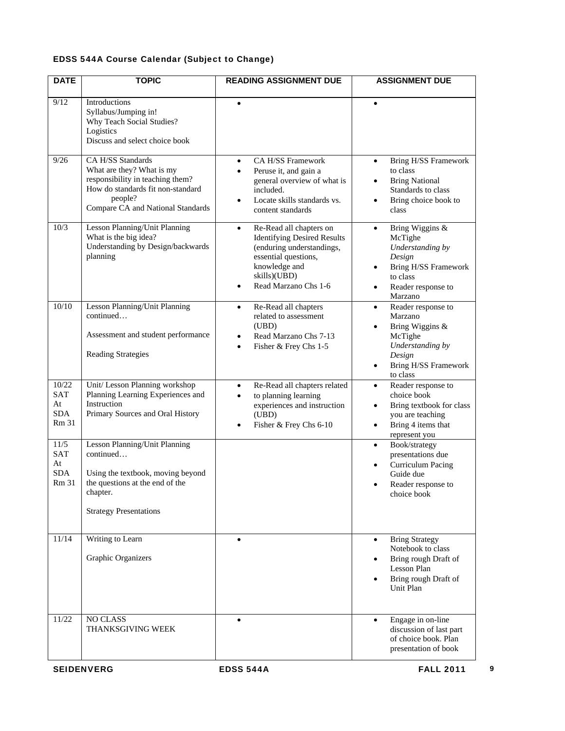**EDSS 544A Course Calendar (Subject to Change)**

| DATE | TOPIC | READING ASSIGNMENT DUE | ASSIGNMENT DUE |
|---|---|---|---|
| 9/12 | Introductions<br>Syllabus/Jumping in!<br>Why Teach Social Studies?<br>Logistics<br>Discuss and select choice book | • | • |
| 9/26 | CA H/SS Standards<br>What are they? What is my responsibility in teaching them?<br>How do standards fit non-standard people?<br>Compare CA and National Standards | • CA H/SS Framework<br>• Peruse it, and gain a general overview of what is included.<br>• Locate skills standards vs. content standards | • Bring H/SS Framework to class<br>• Bring National Standards to class<br>• Bring choice book to class |
| 10/3 | Lesson Planning/Unit Planning<br>What is the big idea?<br>Understanding by Design/backwards planning | • Re-Read all chapters on Identifying Desired Results (enduring understandings, essential questions, knowledge and skills)(UBD)<br>• Read Marzano Chs 1-6 | • Bring Wiggins & McTighe *Understanding by Design*<br>• Bring H/SS Framework to class<br>• Reader response to Marzano |
| 10/10 | Lesson Planning/Unit Planning continued…<br><br>Assessment and student performance<br><br>Reading Strategies | • Re-Read all chapters related to assessment (UBD)<br>• Read Marzano Chs 7-13<br>• Fisher & Frey Chs 1-5 | • Reader response to Marzano<br>• Bring Wiggins & McTighe *Understanding by Design*<br>• Bring H/SS Framework to class |
| 10/22<br>SAT<br>At<br>SDA<br>Rm 31 | Unit/ Lesson Planning workshop<br>Planning Learning Experiences and Instruction<br>Primary Sources and Oral History | • Re-Read all chapters related<br>• to planning learning experiences and instruction (UBD)<br>• Fisher & Frey Chs 6-10 | • Reader response to choice book<br>• Bring textbook for class you are teaching<br>• Bring 4 items that represent you |
| 11/5<br>SAT<br>At<br>SDA<br>Rm 31 | Lesson Planning/Unit Planning continued…<br><br>Using the textbook, moving beyond the questions at the end of the chapter.<br><br>Strategy Presentations | | • Book/strategy presentations due<br>• Curriculum Pacing Guide due<br>• Reader response to choice book |
| 11/14 | Writing to Learn<br><br>Graphic Organizers | • | • Bring Strategy Notebook to class<br>• Bring rough Draft of Lesson Plan<br>• Bring rough Draft of Unit Plan |
| 11/22 | NO CLASS<br>THANKSGIVING WEEK | • | • Engage in on-line discussion of last part of choice book. Plan presentation of book |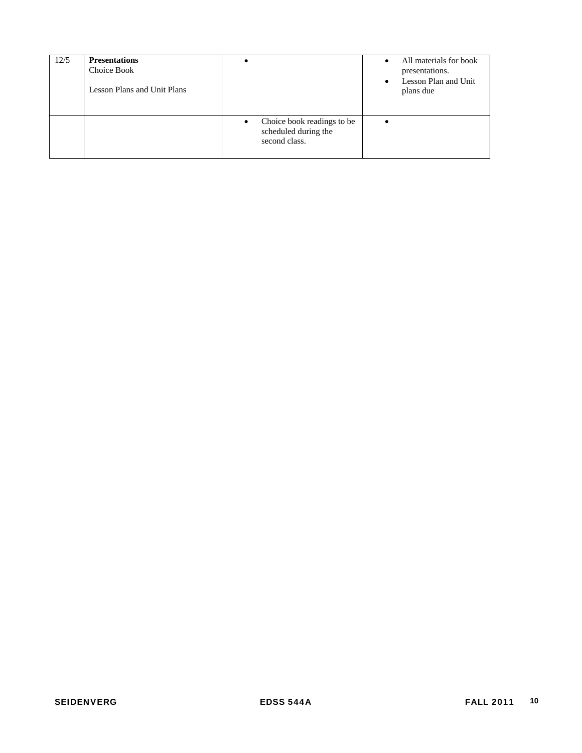| | | | |
|---|---|---|---|
| 12/5 | **Presentations**<br>Choice Book<br><br>Lesson Plans and Unit Plans | • | • All materials for book presentations.<br>• Lesson Plan and Unit plans due |
| | | • Choice book readings to be scheduled during the second class. | • |